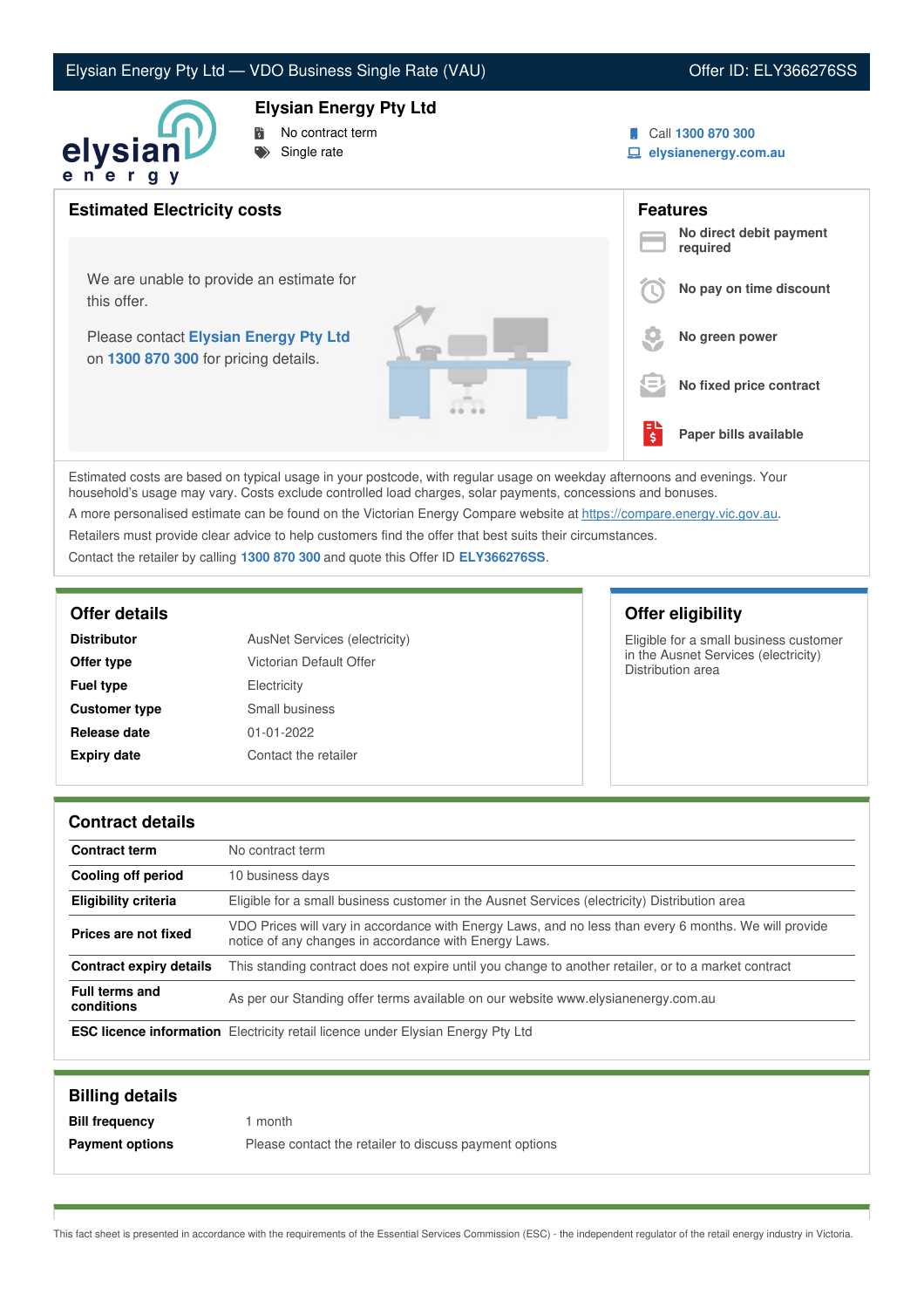Elysian Energy Pty Ltd — VDO Business Single Rate (VAU) Offer ID: ELY366276SS

## Elysian Energy Pty Ltd

- No contract term
- Single rate

Call **1300 870 300**
**elysianenergy.com.au**

## Estimated Electricity costs

We are unable to provide an estimate for this offer.

Please contact **Elysian Energy Pty Ltd** on **1300 870 300** for pricing details.

## Features

- **No direct debit payment required**
- **No pay on time discount**
- **No green power**
- **No fixed price contract**
- **Paper bills available**

Estimated costs are based on typical usage in your postcode, with regular usage on weekday afternoons and evenings. Your household's usage may vary. Costs exclude controlled load charges, solar payments, concessions and bonuses.

A more personalised estimate can be found on the Victorian Energy Compare website at https://compare.energy.vic.gov.au.

Retailers must provide clear advice to help customers find the offer that best suits their circumstances.

Contact the retailer by calling **1300 870 300** and quote this Offer ID **ELY366276SS**.

## Offer details

| | |
|---|---|
| **Distributor** | AusNet Services (electricity) |
| **Offer type** | Victorian Default Offer |
| **Fuel type** | Electricity |
| **Customer type** | Small business |
| **Release date** | 01-01-2022 |
| **Expiry date** | Contact the retailer |

## Offer eligibility

Eligible for a small business customer in the Ausnet Services (electricity) Distribution area

## Contract details

| | |
|---|---|
| **Contract term** | No contract term |
| **Cooling off period** | 10 business days |
| **Eligibility criteria** | Eligible for a small business customer in the Ausnet Services (electricity) Distribution area |
| **Prices are not fixed** | VDO Prices will vary in accordance with Energy Laws, and no less than every 6 months. We will provide notice of any changes in accordance with Energy Laws. |
| **Contract expiry details** | This standing contract does not expire until you change to another retailer, or to a market contract |
| **Full terms and conditions** | As per our Standing offer terms available on our website www.elysianenergy.com.au |
| **ESC licence information** | Electricity retail licence under Elysian Energy Pty Ltd |

## Billing details

| | |
|---|---|
| **Bill frequency** | 1 month |
| **Payment options** | Please contact the retailer to discuss payment options |

This fact sheet is presented in accordance with the requirements of the Essential Services Commission (ESC) - the independent regulator of the retail energy industry in Victoria.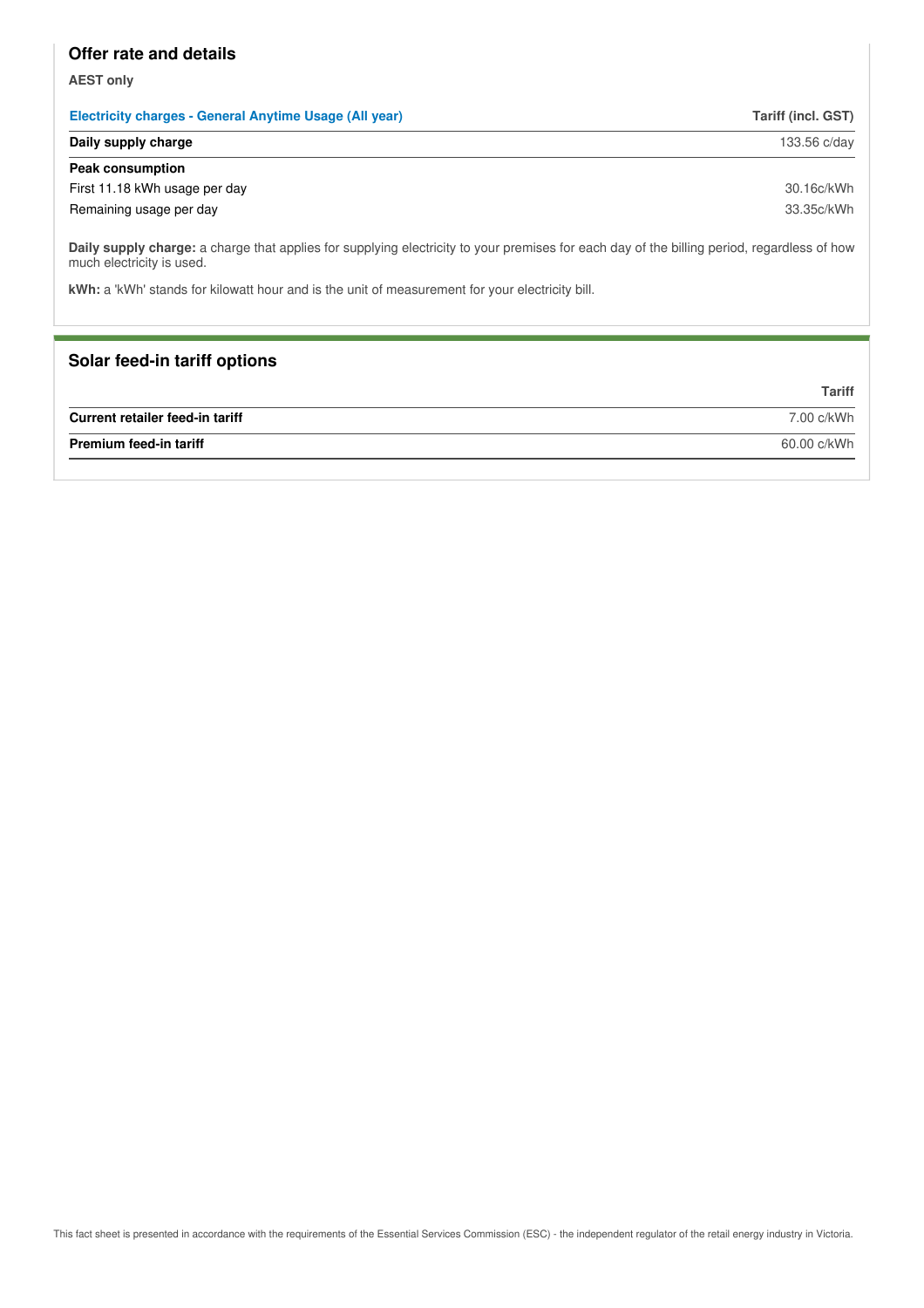## Offer rate and details

**AEST only**

| Electricity charges - General Anytime Usage (All year) | Tariff (incl. GST) |
| --- | --- |
| **Daily supply charge** | 133.56 c/day |
| **Peak consumption** | |
| First 11.18 kWh usage per day | 30.16c/kWh |
| Remaining usage per day | 33.35c/kWh |

**Daily supply charge:** a charge that applies for supplying electricity to your premises for each day of the billing period, regardless of how much electricity is used.

**kWh:** a 'kWh' stands for kilowatt hour and is the unit of measurement for your electricity bill.

## Solar feed-in tariff options

| | Tariff |
| --- | --- |
| **Current retailer feed-in tariff** | 7.00 c/kWh |
| **Premium feed-in tariff** | 60.00 c/kWh |

This fact sheet is presented in accordance with the requirements of the Essential Services Commission (ESC) - the independent regulator of the retail energy industry in Victoria.